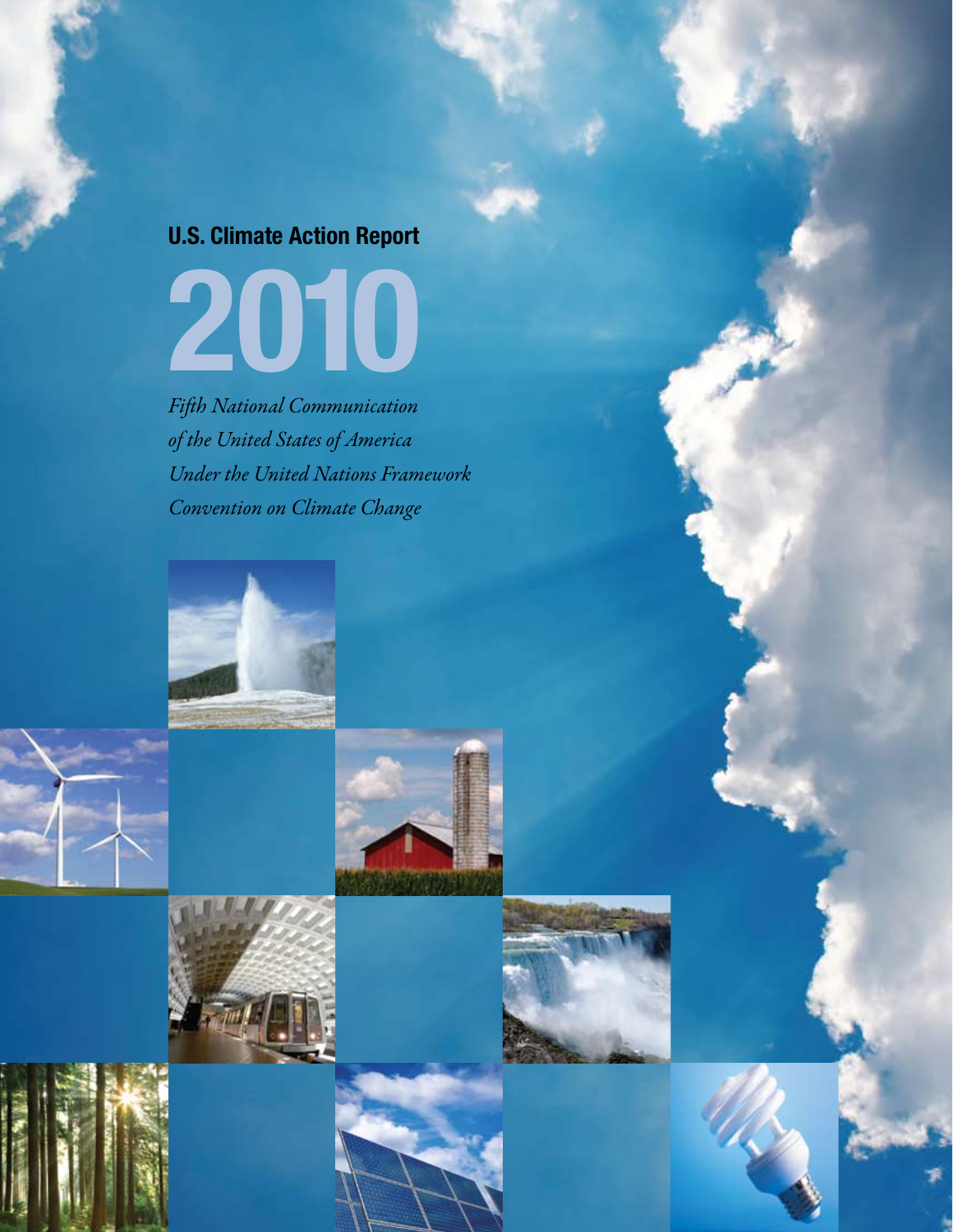**U.S. Climate Action Report**

# 2010

*Fifth National Communication*
*of the United States of America*
*Under the United Nations Framework*
*Convention on Climate Change*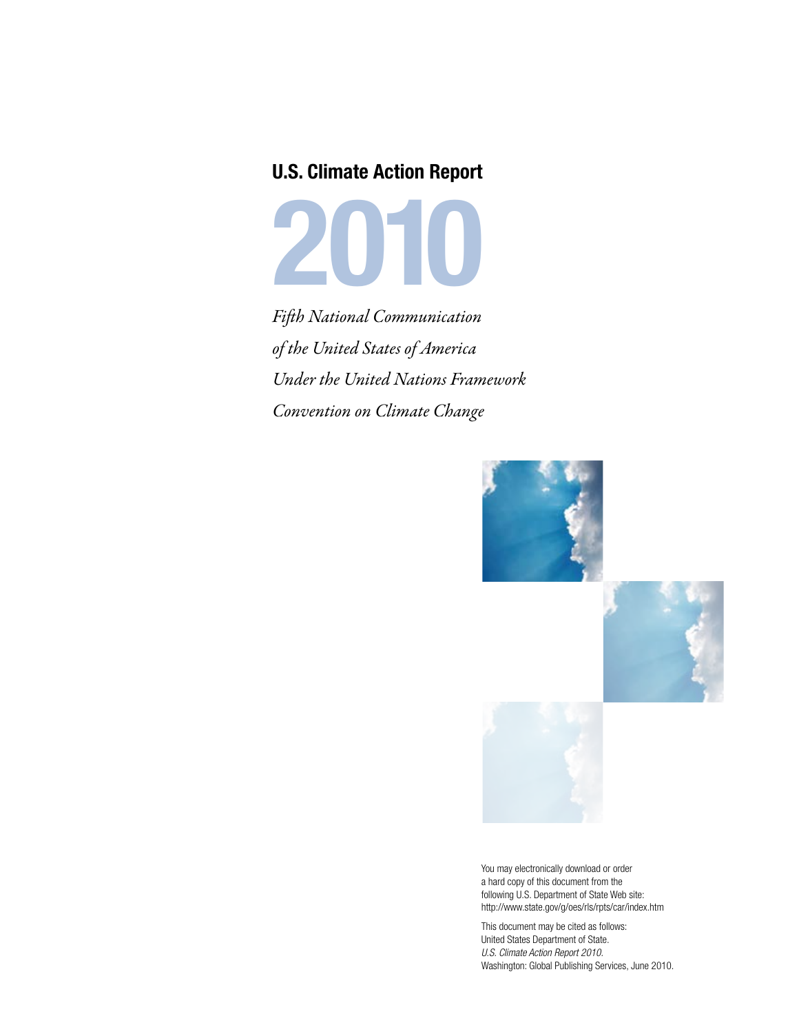## U.S. Climate Action Report

# 2010

*Fifth National Communication*
*of the United States of America*
*Under the United Nations Framework*
*Convention on Climate Change*

You may electronically download or order a hard copy of this document from the following U.S. Department of State Web site: http://www.state.gov/g/oes/rls/rpts/car/index.htm

This document may be cited as follows:
United States Department of State.
*U.S. Climate Action Report 2010.*
Washington: Global Publishing Services, June 2010.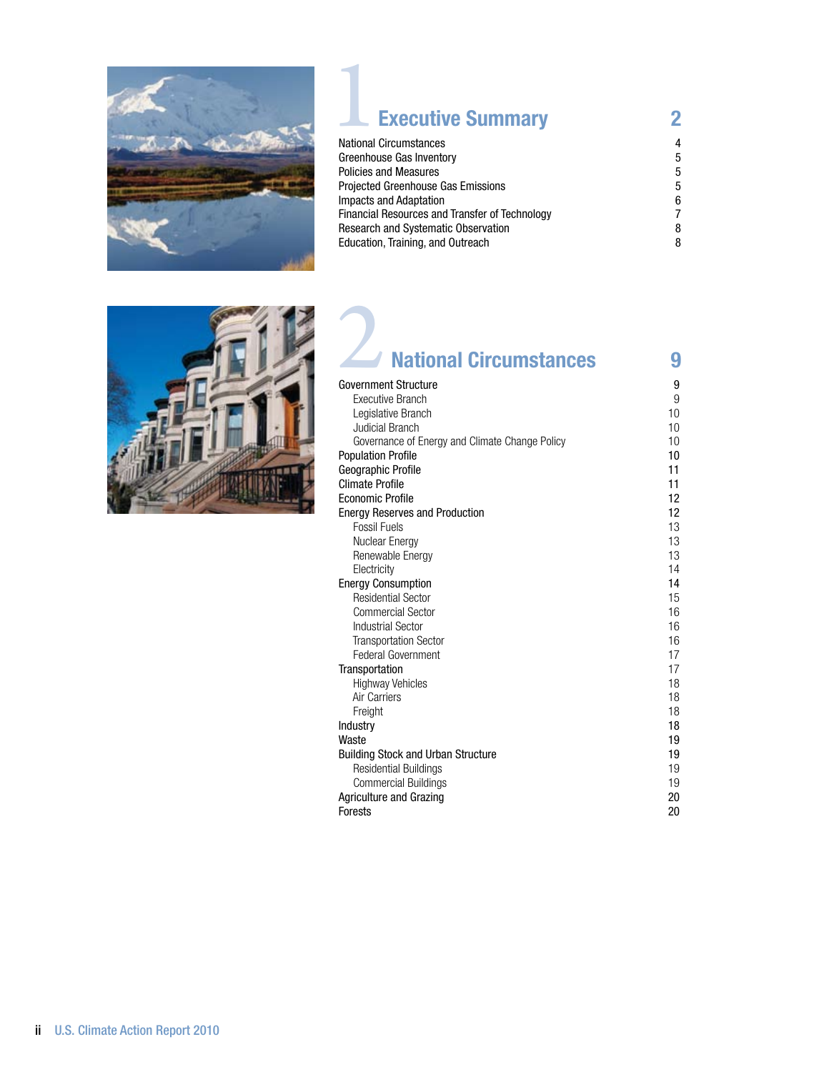# 1 Executive Summary 2

| | |
|---|---|
| National Circumstances | 4 |
| Greenhouse Gas Inventory | 5 |
| Policies and Measures | 5 |
| Projected Greenhouse Gas Emissions | 5 |
| Impacts and Adaptation | 6 |
| Financial Resources and Transfer of Technology | 7 |
| Research and Systematic Observation | 8 |
| Education, Training, and Outreach | 8 |

# 2 National Circumstances 9

| | |
|---|---|
| Government Structure | 9 |
| Executive Branch | 9 |
| Legislative Branch | 10 |
| Judicial Branch | 10 |
| Governance of Energy and Climate Change Policy | 10 |
| Population Profile | 10 |
| Geographic Profile | 11 |
| Climate Profile | 11 |
| Economic Profile | 12 |
| Energy Reserves and Production | 12 |
| Fossil Fuels | 13 |
| Nuclear Energy | 13 |
| Renewable Energy | 13 |
| Electricity | 14 |
| Energy Consumption | 14 |
| Residential Sector | 15 |
| Commercial Sector | 16 |
| Industrial Sector | 16 |
| Transportation Sector | 16 |
| Federal Government | 17 |
| Transportation | 17 |
| Highway Vehicles | 18 |
| Air Carriers | 18 |
| Freight | 18 |
| Industry | 18 |
| Waste | 19 |
| Building Stock and Urban Structure | 19 |
| Residential Buildings | 19 |
| Commercial Buildings | 19 |
| Agriculture and Grazing | 20 |
| Forests | 20 |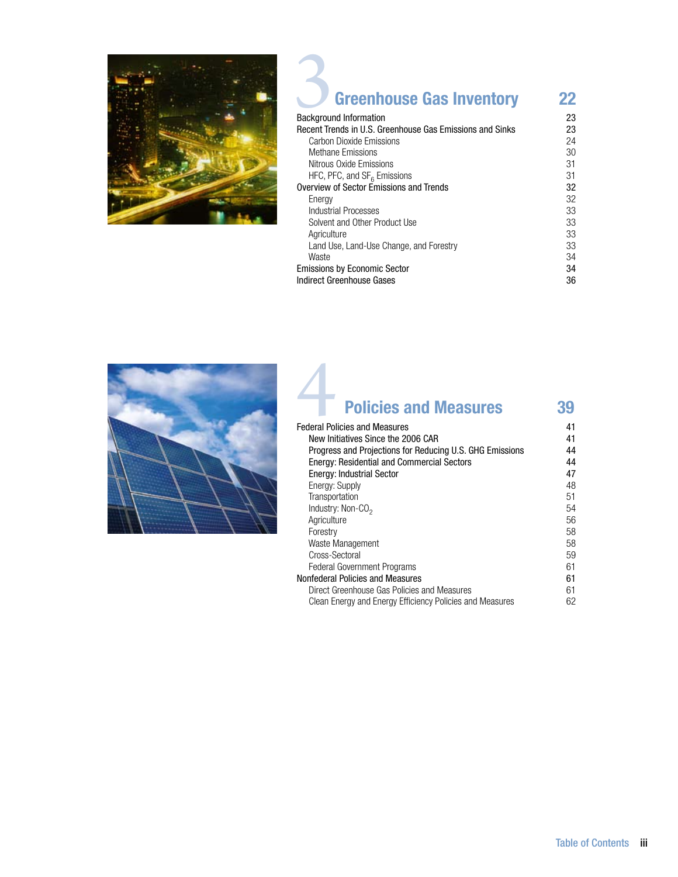# 3 Greenhouse Gas Inventory 22

| | |
|---|---|
| Background Information | 23 |
| Recent Trends in U.S. Greenhouse Gas Emissions and Sinks | 23 |
| Carbon Dioxide Emissions | 24 |
| Methane Emissions | 30 |
| Nitrous Oxide Emissions | 31 |
| HFC, PFC, and $SF_6$ Emissions | 31 |
| Overview of Sector Emissions and Trends | 32 |
| Energy | 32 |
| Industrial Processes | 33 |
| Solvent and Other Product Use | 33 |
| Agriculture | 33 |
| Land Use, Land-Use Change, and Forestry | 33 |
| Waste | 34 |
| Emissions by Economic Sector | 34 |
| Indirect Greenhouse Gases | 36 |

# 4 Policies and Measures 39

| | |
|---|---|
| Federal Policies and Measures | 41 |
| New Initiatives Since the 2006 CAR | 41 |
| Progress and Projections for Reducing U.S. GHG Emissions | 44 |
| Energy: Residential and Commercial Sectors | 44 |
| Energy: Industrial Sector | 47 |
| Energy: Supply | 48 |
| Transportation | 51 |
| Industry: Non-$CO_2$ | 54 |
| Agriculture | 56 |
| Forestry | 58 |
| Waste Management | 58 |
| Cross-Sectoral | 59 |
| Federal Government Programs | 61 |
| Nonfederal Policies and Measures | 61 |
| Direct Greenhouse Gas Policies and Measures | 61 |
| Clean Energy and Energy Efficiency Policies and Measures | 62 |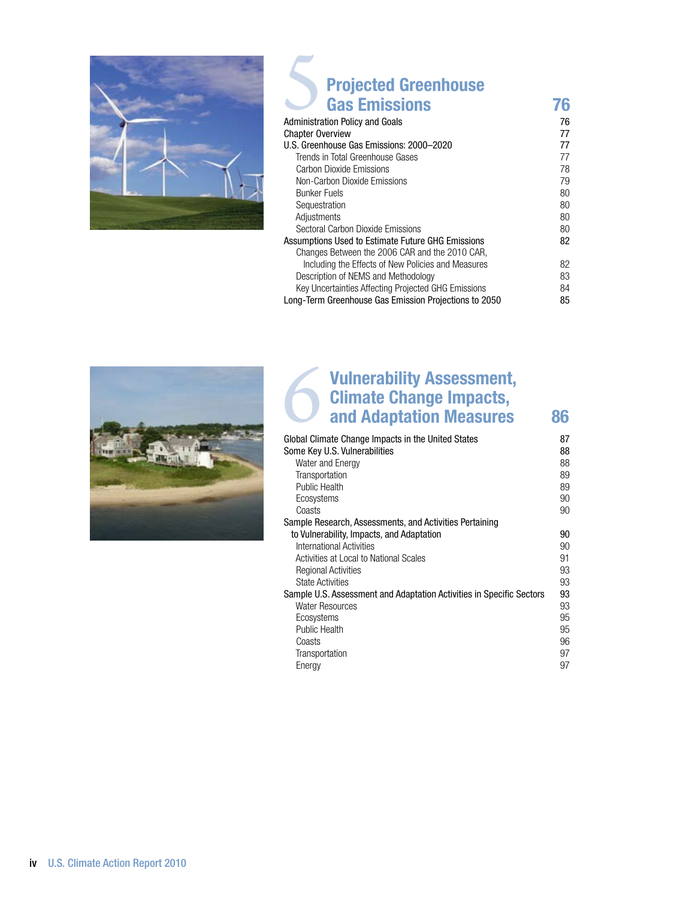# 5 Projected Greenhouse Gas Emissions — 76

| | |
|---|---|
| Administration Policy and Goals | 76 |
| Chapter Overview | 77 |
| U.S. Greenhouse Gas Emissions: 2000–2020 | 77 |
| Trends in Total Greenhouse Gases | 77 |
| Carbon Dioxide Emissions | 78 |
| Non-Carbon Dioxide Emissions | 79 |
| Bunker Fuels | 80 |
| Sequestration | 80 |
| Adjustments | 80 |
| Sectoral Carbon Dioxide Emissions | 80 |
| Assumptions Used to Estimate Future GHG Emissions | 82 |
| Changes Between the 2006 CAR and the 2010 CAR, Including the Effects of New Policies and Measures | 82 |
| Description of NEMS and Methodology | 83 |
| Key Uncertainties Affecting Projected GHG Emissions | 84 |
| Long-Term Greenhouse Gas Emission Projections to 2050 | 85 |

# 6 Vulnerability Assessment, Climate Change Impacts, and Adaptation Measures — 86

| | |
|---|---|
| Global Climate Change Impacts in the United States | 87 |
| Some Key U.S. Vulnerabilities | 88 |
| Water and Energy | 88 |
| Transportation | 89 |
| Public Health | 89 |
| Ecosystems | 90 |
| Coasts | 90 |
| Sample Research, Assessments, and Activities Pertaining to Vulnerability, Impacts, and Adaptation | 90 |
| International Activities | 90 |
| Activities at Local to National Scales | 91 |
| Regional Activities | 93 |
| State Activities | 93 |
| Sample U.S. Assessment and Adaptation Activities in Specific Sectors | 93 |
| Water Resources | 93 |
| Ecosystems | 95 |
| Public Health | 95 |
| Coasts | 96 |
| Transportation | 97 |
| Energy | 97 |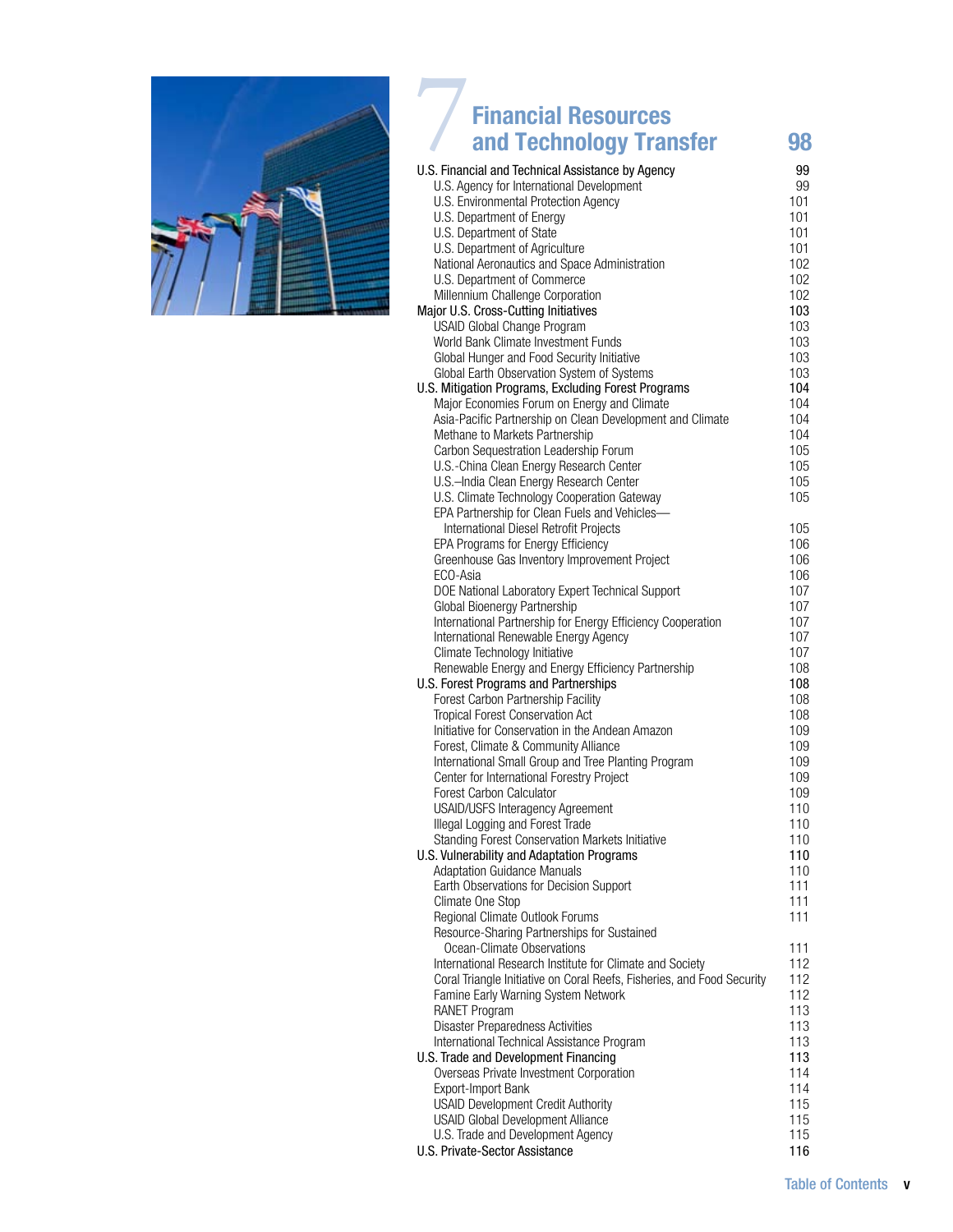# 7 Financial Resources and Technology Transfer 98

| | |
|---|---|
| U.S. Financial and Technical Assistance by Agency | 99 |
| U.S. Agency for International Development | 99 |
| U.S. Environmental Protection Agency | 101 |
| U.S. Department of Energy | 101 |
| U.S. Department of State | 101 |
| U.S. Department of Agriculture | 101 |
| National Aeronautics and Space Administration | 102 |
| U.S. Department of Commerce | 102 |
| Millennium Challenge Corporation | 102 |
| Major U.S. Cross-Cutting Initiatives | 103 |
| USAID Global Change Program | 103 |
| World Bank Climate Investment Funds | 103 |
| Global Hunger and Food Security Initiative | 103 |
| Global Earth Observation System of Systems | 103 |
| U.S. Mitigation Programs, Excluding Forest Programs | 104 |
| Major Economies Forum on Energy and Climate | 104 |
| Asia-Pacific Partnership on Clean Development and Climate | 104 |
| Methane to Markets Partnership | 104 |
| Carbon Sequestration Leadership Forum | 105 |
| U.S.-China Clean Energy Research Center | 105 |
| U.S.–India Clean Energy Research Center | 105 |
| U.S. Climate Technology Cooperation Gateway | 105 |
| EPA Partnership for Clean Fuels and Vehicles—International Diesel Retrofit Projects | 105 |
| EPA Programs for Energy Efficiency | 106 |
| Greenhouse Gas Inventory Improvement Project | 106 |
| ECO-Asia | 106 |
| DOE National Laboratory Expert Technical Support | 107 |
| Global Bioenergy Partnership | 107 |
| International Partnership for Energy Efficiency Cooperation | 107 |
| International Renewable Energy Agency | 107 |
| Climate Technology Initiative | 107 |
| Renewable Energy and Energy Efficiency Partnership | 108 |
| U.S. Forest Programs and Partnerships | 108 |
| Forest Carbon Partnership Facility | 108 |
| Tropical Forest Conservation Act | 108 |
| Initiative for Conservation in the Andean Amazon | 109 |
| Forest, Climate & Community Alliance | 109 |
| International Small Group and Tree Planting Program | 109 |
| Center for International Forestry Project | 109 |
| Forest Carbon Calculator | 109 |
| USAID/USFS Interagency Agreement | 110 |
| Illegal Logging and Forest Trade | 110 |
| Standing Forest Conservation Markets Initiative | 110 |
| U.S. Vulnerability and Adaptation Programs | 110 |
| Adaptation Guidance Manuals | 110 |
| Earth Observations for Decision Support | 111 |
| Climate One Stop | 111 |
| Regional Climate Outlook Forums | 111 |
| Resource-Sharing Partnerships for Sustained Ocean-Climate Observations | 111 |
| International Research Institute for Climate and Society | 112 |
| Coral Triangle Initiative on Coral Reefs, Fisheries, and Food Security | 112 |
| Famine Early Warning System Network | 112 |
| RANET Program | 113 |
| Disaster Preparedness Activities | 113 |
| International Technical Assistance Program | 113 |
| U.S. Trade and Development Financing | 113 |
| Overseas Private Investment Corporation | 114 |
| Export-Import Bank | 114 |
| USAID Development Credit Authority | 115 |
| USAID Global Development Alliance | 115 |
| U.S. Trade and Development Agency | 115 |
| U.S. Private-Sector Assistance | 116 |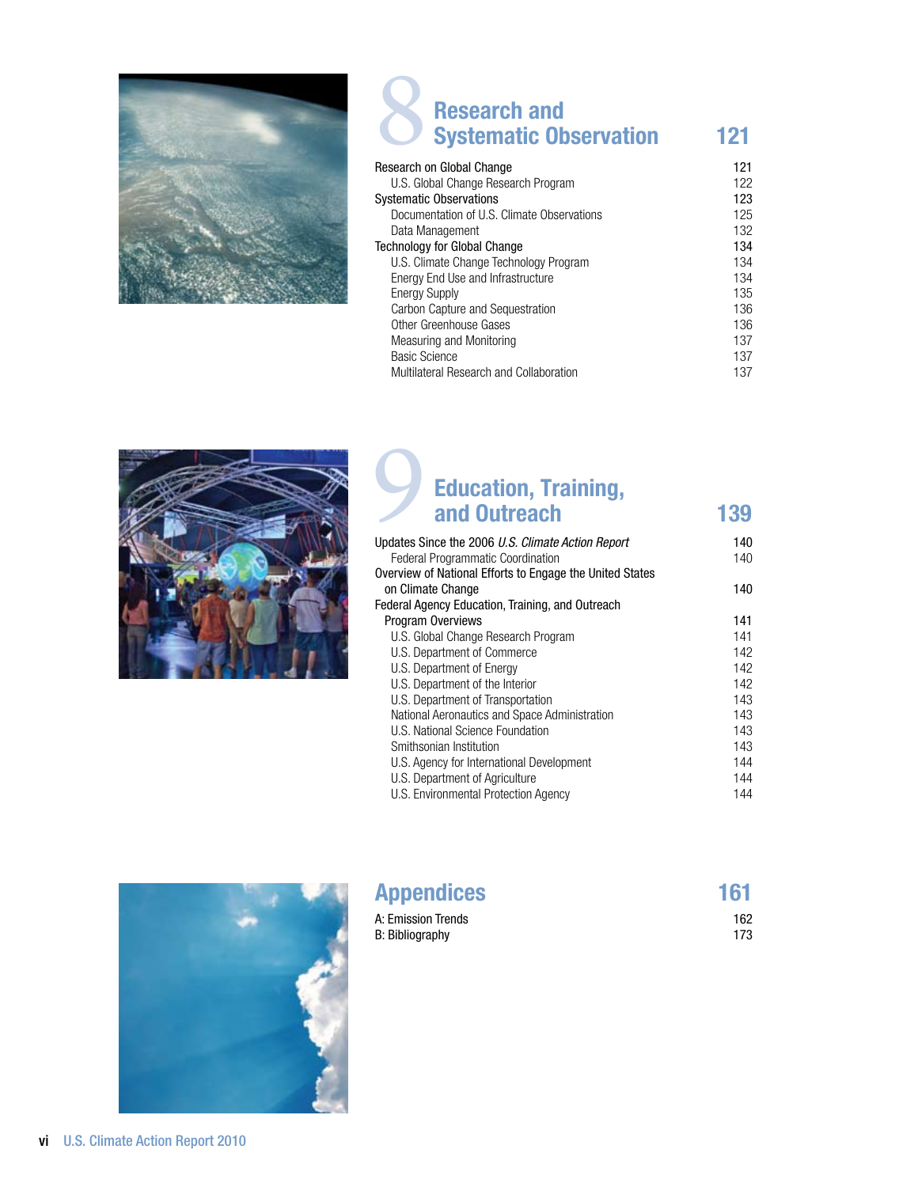# 8 Research and Systematic Observation 121

| | |
|---|---|
| Research on Global Change | 121 |
| U.S. Global Change Research Program | 122 |
| Systematic Observations | 123 |
| Documentation of U.S. Climate Observations | 125 |
| Data Management | 132 |
| Technology for Global Change | 134 |
| U.S. Climate Change Technology Program | 134 |
| Energy End Use and Infrastructure | 134 |
| Energy Supply | 135 |
| Carbon Capture and Sequestration | 136 |
| Other Greenhouse Gases | 136 |
| Measuring and Monitoring | 137 |
| Basic Science | 137 |
| Multilateral Research and Collaboration | 137 |

# 9 Education, Training, and Outreach 139

| | |
|---|---|
| Updates Since the 2006 *U.S. Climate Action Report* | 140 |
| Federal Programmatic Coordination | 140 |
| Overview of National Efforts to Engage the United States on Climate Change | 140 |
| Federal Agency Education, Training, and Outreach Program Overviews | 141 |
| U.S. Global Change Research Program | 141 |
| U.S. Department of Commerce | 142 |
| U.S. Department of Energy | 142 |
| U.S. Department of the Interior | 142 |
| U.S. Department of Transportation | 143 |
| National Aeronautics and Space Administration | 143 |
| U.S. National Science Foundation | 143 |
| Smithsonian Institution | 143 |
| U.S. Agency for International Development | 144 |
| U.S. Department of Agriculture | 144 |
| U.S. Environmental Protection Agency | 144 |

# Appendices 161

| | |
|---|---|
| A: Emission Trends | 162 |
| B: Bibliography | 173 |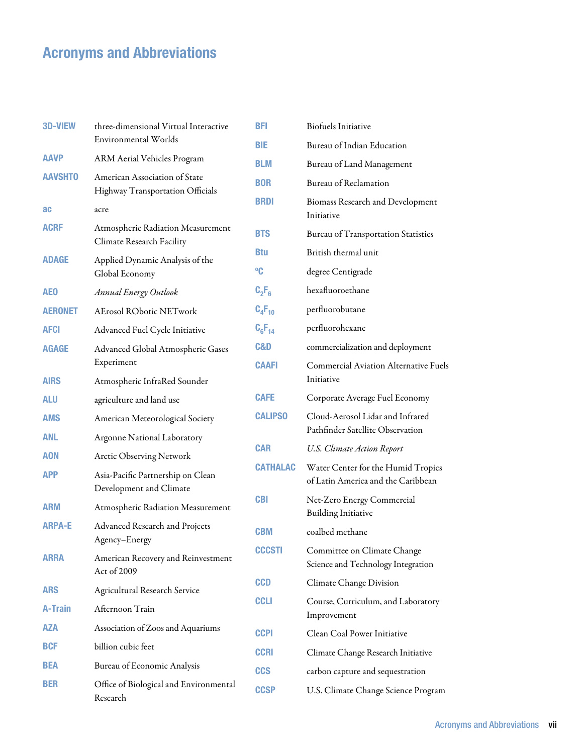# Acronyms and Abbreviations

| | |
|---|---|
| **3D-VIEW** | three-dimensional Virtual Interactive Environmental Worlds |
| **AAVP** | ARM Aerial Vehicles Program |
| **AAVSHTO** | American Association of State Highway Transportation Officials |
| **ac** | acre |
| **ACRF** | Atmospheric Radiation Measurement Climate Research Facility |
| **ADAGE** | Applied Dynamic Analysis of the Global Economy |
| **AEO** | *Annual Energy Outlook* |
| **AERONET** | AErosol RObotic NETwork |
| **AFCI** | Advanced Fuel Cycle Initiative |
| **AGAGE** | Advanced Global Atmospheric Gases Experiment |
| **AIRS** | Atmospheric InfraRed Sounder |
| **ALU** | agriculture and land use |
| **AMS** | American Meteorological Society |
| **ANL** | Argonne National Laboratory |
| **AON** | Arctic Observing Network |
| **APP** | Asia-Pacific Partnership on Clean Development and Climate |
| **ARM** | Atmospheric Radiation Measurement |
| **ARPA-E** | Advanced Research and Projects Agency–Energy |
| **ARRA** | American Recovery and Reinvestment Act of 2009 |
| **ARS** | Agricultural Research Service |
| **A-Train** | Afternoon Train |
| **AZA** | Association of Zoos and Aquariums |
| **BCF** | billion cubic feet |
| **BEA** | Bureau of Economic Analysis |
| **BER** | Office of Biological and Environmental Research |
| **BFI** | Biofuels Initiative |
| **BIE** | Bureau of Indian Education |
| **BLM** | Bureau of Land Management |
| **BOR** | Bureau of Reclamation |
| **BRDI** | Biomass Research and Development Initiative |
| **BTS** | Bureau of Transportation Statistics |
| **Btu** | British thermal unit |
| **°C** | degree Centigrade |
| **$C_2F_6$** | hexafluoroethane |
| **$C_4F_{10}$** | perfluorobutane |
| **$C_6F_{14}$** | perfluorohexane |
| **C&D** | commercialization and deployment |
| **CAAFI** | Commercial Aviation Alternative Fuels Initiative |
| **CAFE** | Corporate Average Fuel Economy |
| **CALIPSO** | Cloud-Aerosol Lidar and Infrared Pathfinder Satellite Observation |
| **CAR** | *U.S. Climate Action Report* |
| **CATHALAC** | Water Center for the Humid Tropics of Latin America and the Caribbean |
| **CBI** | Net-Zero Energy Commercial Building Initiative |
| **CBM** | coalbed methane |
| **CCCSTI** | Committee on Climate Change Science and Technology Integration |
| **CCD** | Climate Change Division |
| **CCLI** | Course, Curriculum, and Laboratory Improvement |
| **CCPI** | Clean Coal Power Initiative |
| **CCRI** | Climate Change Research Initiative |
| **CCS** | carbon capture and sequestration |
| **CCSP** | U.S. Climate Change Science Program |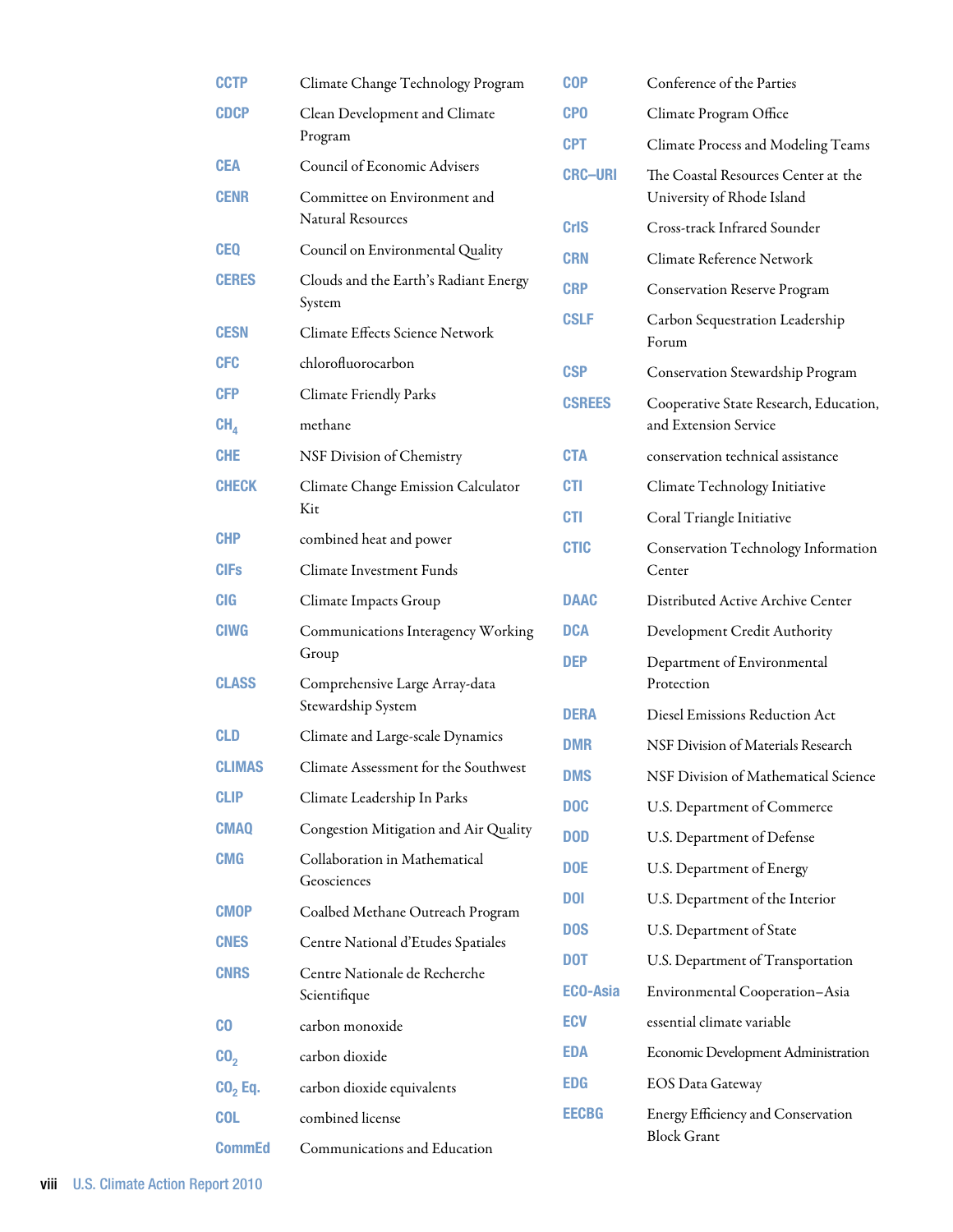| | |
|---|---|
| **CCTP** | Climate Change Technology Program |
| **CDCP** | Clean Development and Climate Program |
| **CEA** | Council of Economic Advisers |
| **CENR** | Committee on Environment and Natural Resources |
| **CEQ** | Council on Environmental Quality |
| **CERES** | Clouds and the Earth's Radiant Energy System |
| **CESN** | Climate Effects Science Network |
| **CFC** | chlorofluorocarbon |
| **CFP** | Climate Friendly Parks |
| **$CH_4$** | methane |
| **CHE** | NSF Division of Chemistry |
| **CHECK** | Climate Change Emission Calculator Kit |
| **CHP** | combined heat and power |
| **CIFs** | Climate Investment Funds |
| **CIG** | Climate Impacts Group |
| **CIWG** | Communications Interagency Working Group |
| **CLASS** | Comprehensive Large Array-data Stewardship System |
| **CLD** | Climate and Large-scale Dynamics |
| **CLIMAS** | Climate Assessment for the Southwest |
| **CLIP** | Climate Leadership In Parks |
| **CMAQ** | Congestion Mitigation and Air Quality |
| **CMG** | Collaboration in Mathematical Geosciences |
| **CMOP** | Coalbed Methane Outreach Program |
| **CNES** | Centre National d'Etudes Spatiales |
| **CNRS** | Centre Nationale de Recherche Scientifique |
| **CO** | carbon monoxide |
| **$CO_2$** | carbon dioxide |
| **$CO_2$ Eq.** | carbon dioxide equivalents |
| **COL** | combined license |
| **CommEd** | Communications and Education |
| **COP** | Conference of the Parties |
| **CPO** | Climate Program Office |
| **CPT** | Climate Process and Modeling Teams |
| **CRC–URI** | The Coastal Resources Center at the University of Rhode Island |
| **CrIS** | Cross-track Infrared Sounder |
| **CRN** | Climate Reference Network |
| **CRP** | Conservation Reserve Program |
| **CSLF** | Carbon Sequestration Leadership Forum |
| **CSP** | Conservation Stewardship Program |
| **CSREES** | Cooperative State Research, Education, and Extension Service |
| **CTA** | conservation technical assistance |
| **CTI** | Climate Technology Initiative |
| **CTI** | Coral Triangle Initiative |
| **CTIC** | Conservation Technology Information Center |
| **DAAC** | Distributed Active Archive Center |
| **DCA** | Development Credit Authority |
| **DEP** | Department of Environmental Protection |
| **DERA** | Diesel Emissions Reduction Act |
| **DMR** | NSF Division of Materials Research |
| **DMS** | NSF Division of Mathematical Science |
| **DOC** | U.S. Department of Commerce |
| **DOD** | U.S. Department of Defense |
| **DOE** | U.S. Department of Energy |
| **DOI** | U.S. Department of the Interior |
| **DOS** | U.S. Department of State |
| **DOT** | U.S. Department of Transportation |
| **ECO-Asia** | Environmental Cooperation–Asia |
| **ECV** | essential climate variable |
| **EDA** | Economic Development Administration |
| **EDG** | EOS Data Gateway |
| **EECBG** | Energy Efficiency and Conservation Block Grant |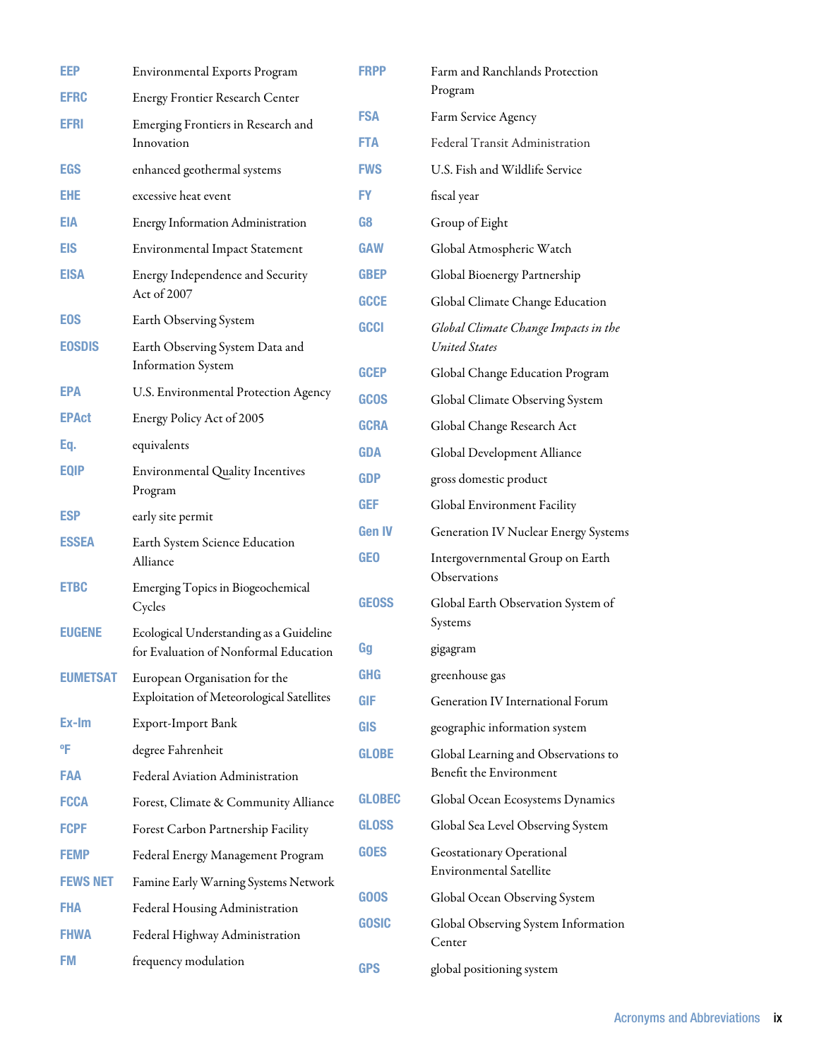**EEP** Environmental Exports Program

**EFRC** Energy Frontier Research Center

**EFRI** Emerging Frontiers in Research and Innovation

**EGS** enhanced geothermal systems

**EHE** excessive heat event

**EIA** Energy Information Administration

**EIS** Environmental Impact Statement

**EISA** Energy Independence and Security Act of 2007

**EOS** Earth Observing System

**EOSDIS** Earth Observing System Data and Information System

**EPA** U.S. Environmental Protection Agency

**EPAct** Energy Policy Act of 2005

**Eq.** equivalents

**EQIP** Environmental Quality Incentives Program

**ESP** early site permit

**ESSEA** Earth System Science Education Alliance

**ETBC** Emerging Topics in Biogeochemical Cycles

**EUGENE** Ecological Understanding as a Guideline for Evaluation of Nonformal Education

**EUMETSAT** European Organisation for the Exploitation of Meteorological Satellites

**Ex-Im** Export-Import Bank

**°F** degree Fahrenheit

**FAA** Federal Aviation Administration

**FCCA** Forest, Climate & Community Alliance

**FCPF** Forest Carbon Partnership Facility

**FEMP** Federal Energy Management Program

**FEWS NET** Famine Early Warning Systems Network

**FHA** Federal Housing Administration

**FHWA** Federal Highway Administration

**FM** frequency modulation

**FRPP** Farm and Ranchlands Protection Program

**FSA** Farm Service Agency

**FTA** Federal Transit Administration

**FWS** U.S. Fish and Wildlife Service

**FY** fiscal year

**G8** Group of Eight

**GAW** Global Atmospheric Watch

**GBEP** Global Bioenergy Partnership

**GCCE** Global Climate Change Education

**GCCI** *Global Climate Change Impacts in the United States*

**GCEP** Global Change Education Program

**GCOS** Global Climate Observing System

**GCRA** Global Change Research Act

**GDA** Global Development Alliance

**GDP** gross domestic product

**GEF** Global Environment Facility

**Gen IV** Generation IV Nuclear Energy Systems

**GEO** Intergovernmental Group on Earth Observations

**GEOSS** Global Earth Observation System of Systems

**Gg** gigagram

**GHG** greenhouse gas

**GIF** Generation IV International Forum

**GIS** geographic information system

**GLOBE** Global Learning and Observations to Benefit the Environment

**GLOBEC** Global Ocean Ecosystems Dynamics

**GLOSS** Global Sea Level Observing System

**GOES** Geostationary Operational Environmental Satellite

**GOOS** Global Ocean Observing System

**GOSIC** Global Observing System Information Center

**GPS** global positioning system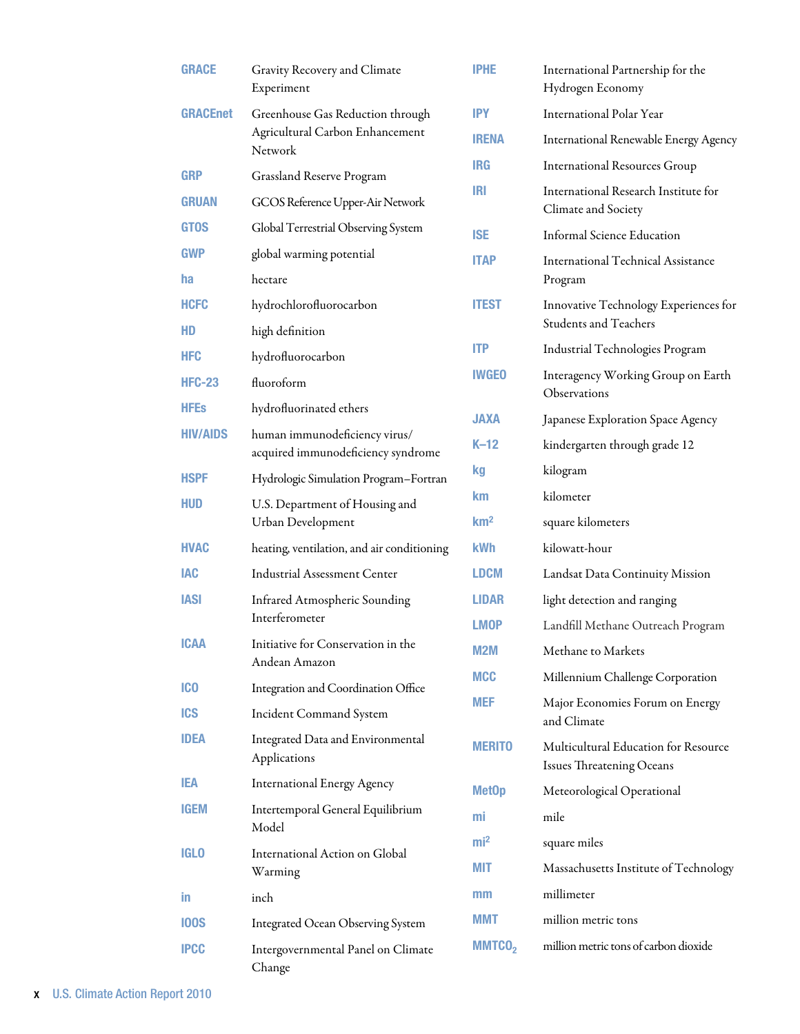| | |
|---|---|
| **GRACE** | Gravity Recovery and Climate Experiment |
| **GRACEnet** | Greenhouse Gas Reduction through Agricultural Carbon Enhancement Network |
| **GRP** | Grassland Reserve Program |
| **GRUAN** | GCOS Reference Upper-Air Network |
| **GTOS** | Global Terrestrial Observing System |
| **GWP** | global warming potential |
| **ha** | hectare |
| **HCFC** | hydrochlorofluorocarbon |
| **HD** | high definition |
| **HFC** | hydrofluorocarbon |
| **HFC-23** | fluoroform |
| **HFEs** | hydrofluorinated ethers |
| **HIV/AIDS** | human immunodeficiency virus/ acquired immunodeficiency syndrome |
| **HSPF** | Hydrologic Simulation Program–Fortran |
| **HUD** | U.S. Department of Housing and Urban Development |
| **HVAC** | heating, ventilation, and air conditioning |
| **IAC** | Industrial Assessment Center |
| **IASI** | Infrared Atmospheric Sounding Interferometer |
| **ICAA** | Initiative for Conservation in the Andean Amazon |
| **ICO** | Integration and Coordination Office |
| **ICS** | Incident Command System |
| **IDEA** | Integrated Data and Environmental Applications |
| **IEA** | International Energy Agency |
| **IGEM** | Intertemporal General Equilibrium Model |
| **IGLO** | International Action on Global Warming |
| **in** | inch |
| **IOOS** | Integrated Ocean Observing System |
| **IPCC** | Intergovernmental Panel on Climate Change |
| **IPHE** | International Partnership for the Hydrogen Economy |
| **IPY** | International Polar Year |
| **IRENA** | International Renewable Energy Agency |
| **IRG** | International Resources Group |
| **IRI** | International Research Institute for Climate and Society |
| **ISE** | Informal Science Education |
| **ITAP** | International Technical Assistance Program |
| **ITEST** | Innovative Technology Experiences for Students and Teachers |
| **ITP** | Industrial Technologies Program |
| **IWGEO** | Interagency Working Group on Earth Observations |
| **JAXA** | Japanese Exploration Space Agency |
| **K–12** | kindergarten through grade 12 |
| **kg** | kilogram |
| **km** | kilometer |
| **$km^2$** | square kilometers |
| **kWh** | kilowatt-hour |
| **LDCM** | Landsat Data Continuity Mission |
| **LIDAR** | light detection and ranging |
| **LMOP** | Landfill Methane Outreach Program |
| **M2M** | Methane to Markets |
| **MCC** | Millennium Challenge Corporation |
| **MEF** | Major Economies Forum on Energy and Climate |
| **MERITO** | Multicultural Education for Resource Issues Threatening Oceans |
| **MetOp** | Meteorological Operational |
| **mi** | mile |
| **$mi^2$** | square miles |
| **MIT** | Massachusetts Institute of Technology |
| **mm** | millimeter |
| **MMT** | million metric tons |
| **$MMTCO_2$** | million metric tons of carbon dioxide |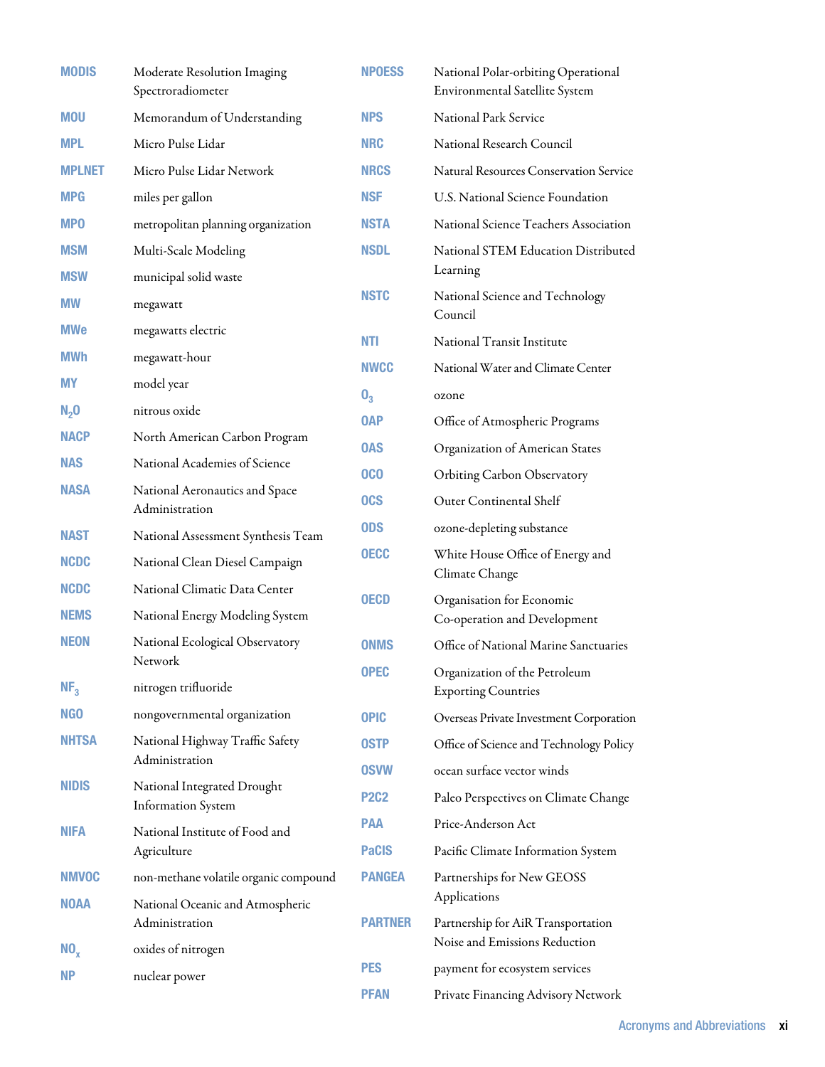| | |
|---|---|
| **MODIS** | Moderate Resolution Imaging Spectroradiometer |
| **MOU** | Memorandum of Understanding |
| **MPL** | Micro Pulse Lidar |
| **MPLNET** | Micro Pulse Lidar Network |
| **MPG** | miles per gallon |
| **MPO** | metropolitan planning organization |
| **MSM** | Multi-Scale Modeling |
| **MSW** | municipal solid waste |
| **MW** | megawatt |
| **MWe** | megawatts electric |
| **MWh** | megawatt-hour |
| **MY** | model year |
| **$N_2O$** | nitrous oxide |
| **NACP** | North American Carbon Program |
| **NAS** | National Academies of Science |
| **NASA** | National Aeronautics and Space Administration |
| **NAST** | National Assessment Synthesis Team |
| **NCDC** | National Clean Diesel Campaign |
| **NCDC** | National Climatic Data Center |
| **NEMS** | National Energy Modeling System |
| **NEON** | National Ecological Observatory Network |
| **$NF_3$** | nitrogen trifluoride |
| **NGO** | nongovernmental organization |
| **NHTSA** | National Highway Traffic Safety Administration |
| **NIDIS** | National Integrated Drought Information System |
| **NIFA** | National Institute of Food and Agriculture |
| **NMVOC** | non-methane volatile organic compound |
| **NOAA** | National Oceanic and Atmospheric Administration |
| **$NO_x$** | oxides of nitrogen |
| **NP** | nuclear power |
| **NPOESS** | National Polar-orbiting Operational Environmental Satellite System |
| **NPS** | National Park Service |
| **NRC** | National Research Council |
| **NRCS** | Natural Resources Conservation Service |
| **NSF** | U.S. National Science Foundation |
| **NSTA** | National Science Teachers Association |
| **NSDL** | National STEM Education Distributed Learning |
| **NSTC** | National Science and Technology Council |
| **NTI** | National Transit Institute |
| **NWCC** | National Water and Climate Center |
| **$O_3$** | ozone |
| **OAP** | Office of Atmospheric Programs |
| **OAS** | Organization of American States |
| **OCO** | Orbiting Carbon Observatory |
| **OCS** | Outer Continental Shelf |
| **ODS** | ozone-depleting substance |
| **OECC** | White House Office of Energy and Climate Change |
| **OECD** | Organisation for Economic Co-operation and Development |
| **ONMS** | Office of National Marine Sanctuaries |
| **OPEC** | Organization of the Petroleum Exporting Countries |
| **OPIC** | Overseas Private Investment Corporation |
| **OSTP** | Office of Science and Technology Policy |
| **OSVW** | ocean surface vector winds |
| **P2C2** | Paleo Perspectives on Climate Change |
| **PAA** | Price-Anderson Act |
| **PaCIS** | Pacific Climate Information System |
| **PANGEA** | Partnerships for New GEOSS Applications |
| **PARTNER** | Partnership for AiR Transportation Noise and Emissions Reduction |
| **PES** | payment for ecosystem services |
| **PFAN** | Private Financing Advisory Network |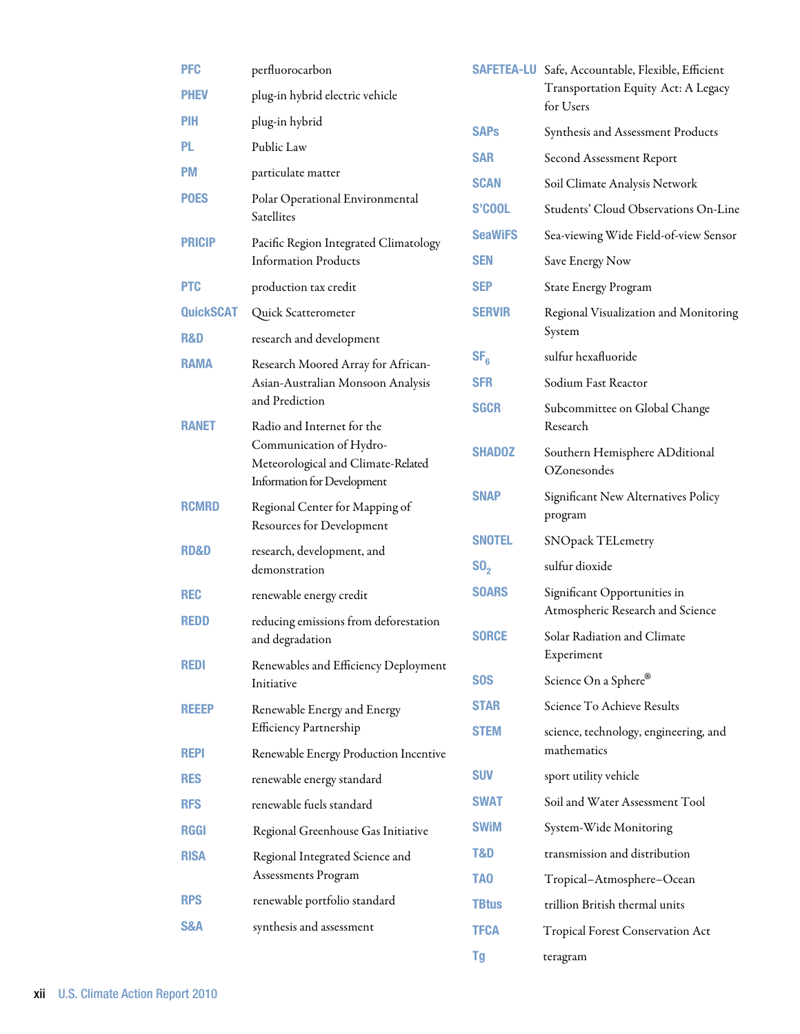| | |
|---|---|
| **PFC** | perfluorocarbon |
| **PHEV** | plug-in hybrid electric vehicle |
| **PIH** | plug-in hybrid |
| **PL** | Public Law |
| **PM** | particulate matter |
| **POES** | Polar Operational Environmental Satellites |
| **PRICIP** | Pacific Region Integrated Climatology Information Products |
| **PTC** | production tax credit |
| **QuickSCAT** | Quick Scatterometer |
| **R&D** | research and development |
| **RAMA** | Research Moored Array for African-Asian-Australian Monsoon Analysis and Prediction |
| **RANET** | Radio and Internet for the Communication of Hydro-Meteorological and Climate-Related Information for Development |
| **RCMRD** | Regional Center for Mapping of Resources for Development |
| **RD&D** | research, development, and demonstration |
| **REC** | renewable energy credit |
| **REDD** | reducing emissions from deforestation and degradation |
| **REDI** | Renewables and Efficiency Deployment Initiative |
| **REEEP** | Renewable Energy and Energy Efficiency Partnership |
| **REPI** | Renewable Energy Production Incentive |
| **RES** | renewable energy standard |
| **RFS** | renewable fuels standard |
| **RGGI** | Regional Greenhouse Gas Initiative |
| **RISA** | Regional Integrated Science and Assessments Program |
| **RPS** | renewable portfolio standard |
| **S&A** | synthesis and assessment |
| **SAFETEA-LU** | Safe, Accountable, Flexible, Efficient Transportation Equity Act: A Legacy for Users |
| **SAPs** | Synthesis and Assessment Products |
| **SAR** | Second Assessment Report |
| **SCAN** | Soil Climate Analysis Network |
| **S'COOL** | Students' Cloud Observations On-Line |
| **SeaWiFS** | Sea-viewing Wide Field-of-view Sensor |
| **SEN** | Save Energy Now |
| **SEP** | State Energy Program |
| **SERVIR** | Regional Visualization and Monitoring System |
| **$SF_6$** | sulfur hexafluoride |
| **SFR** | Sodium Fast Reactor |
| **SGCR** | Subcommittee on Global Change Research |
| **SHADOZ** | Southern Hemisphere ADditional OZonesondes |
| **SNAP** | Significant New Alternatives Policy program |
| **SNOTEL** | SNOpack TELemetry |
| **$SO_2$** | sulfur dioxide |
| **SOARS** | Significant Opportunities in Atmospheric Research and Science |
| **SORCE** | Solar Radiation and Climate Experiment |
| **SOS** | Science On a Sphere® |
| **STAR** | Science To Achieve Results |
| **STEM** | science, technology, engineering, and mathematics |
| **SUV** | sport utility vehicle |
| **SWAT** | Soil and Water Assessment Tool |
| **SWiM** | System-Wide Monitoring |
| **T&D** | transmission and distribution |
| **TAO** | Tropical–Atmosphere–Ocean |
| **TBtus** | trillion British thermal units |
| **TFCA** | Tropical Forest Conservation Act |
| **Tg** | teragram |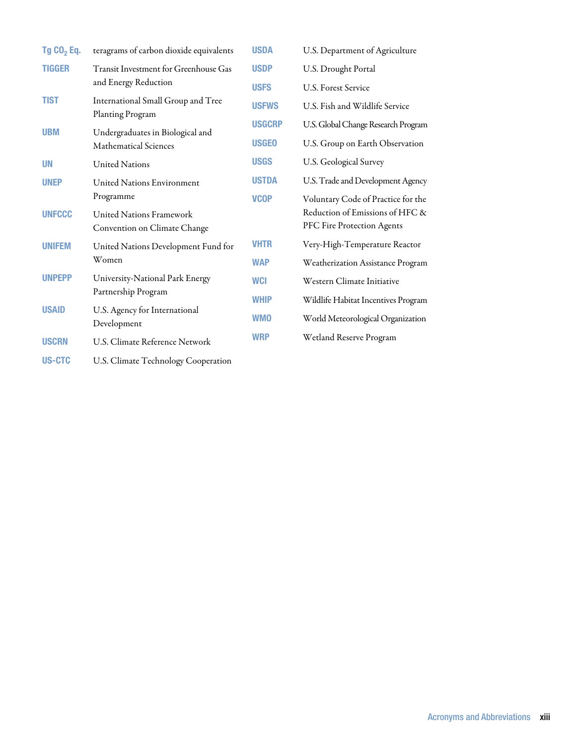| | |
|---|---|
| **Tg $CO_2$ Eq.** | teragrams of carbon dioxide equivalents |
| **TIGGER** | Transit Investment for Greenhouse Gas and Energy Reduction |
| **TIST** | International Small Group and Tree Planting Program |
| **UBM** | Undergraduates in Biological and Mathematical Sciences |
| **UN** | United Nations |
| **UNEP** | United Nations Environment Programme |
| **UNFCCC** | United Nations Framework Convention on Climate Change |
| **UNIFEM** | United Nations Development Fund for Women |
| **UNPEPP** | University-National Park Energy Partnership Program |
| **USAID** | U.S. Agency for International Development |
| **USCRN** | U.S. Climate Reference Network |
| **US-CTC** | U.S. Climate Technology Cooperation |
| **USDA** | U.S. Department of Agriculture |
| **USDP** | U.S. Drought Portal |
| **USFS** | U.S. Forest Service |
| **USFWS** | U.S. Fish and Wildlife Service |
| **USGCRP** | U.S. Global Change Research Program |
| **USGEO** | U.S. Group on Earth Observation |
| **USGS** | U.S. Geological Survey |
| **USTDA** | U.S. Trade and Development Agency |
| **VCOP** | Voluntary Code of Practice for the Reduction of Emissions of HFC & PFC Fire Protection Agents |
| **VHTR** | Very-High-Temperature Reactor |
| **WAP** | Weatherization Assistance Program |
| **WCI** | Western Climate Initiative |
| **WHIP** | Wildlife Habitat Incentives Program |
| **WMO** | World Meteorological Organization |
| **WRP** | Wetland Reserve Program |